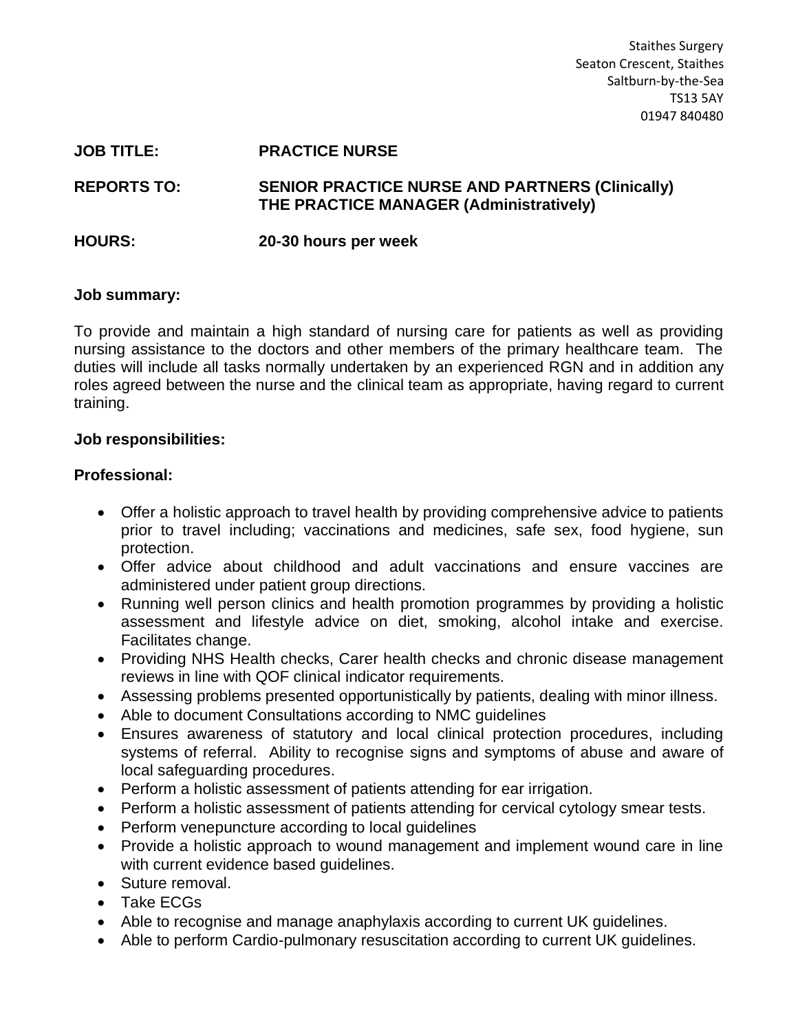Staithes Surgery
Seaton Crescent, Staithes
Saltburn-by-the-Sea
TS13 5AY
01947 840480

**JOB TITLE:** **PRACTICE NURSE**

**REPORTS TO:** **SENIOR PRACTICE NURSE AND PARTNERS (Clinically)**
**THE PRACTICE MANAGER (Administratively)**

**HOURS:** **20-30 hours per week**

**Job summary:**

To provide and maintain a high standard of nursing care for patients as well as providing nursing assistance to the doctors and other members of the primary healthcare team. The duties will include all tasks normally undertaken by an experienced RGN and in addition any roles agreed between the nurse and the clinical team as appropriate, having regard to current training.

**Job responsibilities:**

**Professional:**

- Offer a holistic approach to travel health by providing comprehensive advice to patients prior to travel including; vaccinations and medicines, safe sex, food hygiene, sun protection.
- Offer advice about childhood and adult vaccinations and ensure vaccines are administered under patient group directions.
- Running well person clinics and health promotion programmes by providing a holistic assessment and lifestyle advice on diet, smoking, alcohol intake and exercise. Facilitates change.
- Providing NHS Health checks, Carer health checks and chronic disease management reviews in line with QOF clinical indicator requirements.
- Assessing problems presented opportunistically by patients, dealing with minor illness.
- Able to document Consultations according to NMC guidelines
- Ensures awareness of statutory and local clinical protection procedures, including systems of referral. Ability to recognise signs and symptoms of abuse and aware of local safeguarding procedures.
- Perform a holistic assessment of patients attending for ear irrigation.
- Perform a holistic assessment of patients attending for cervical cytology smear tests.
- Perform venepuncture according to local guidelines
- Provide a holistic approach to wound management and implement wound care in line with current evidence based guidelines.
- Suture removal.
- Take ECGs
- Able to recognise and manage anaphylaxis according to current UK guidelines.
- Able to perform Cardio-pulmonary resuscitation according to current UK guidelines.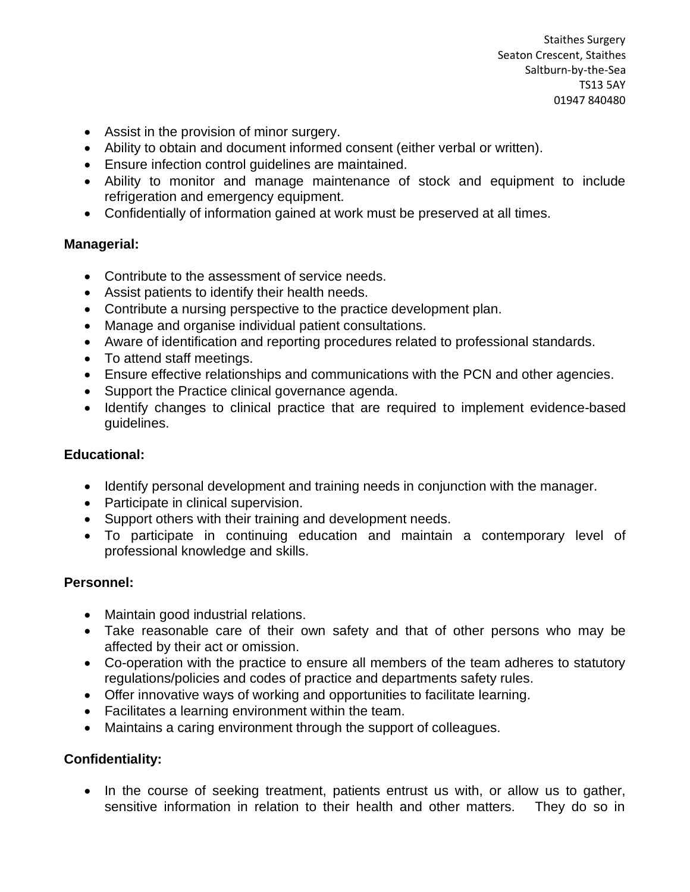- Assist in the provision of minor surgery.
- Ability to obtain and document informed consent (either verbal or written).
- Ensure infection control guidelines are maintained.
- Ability to monitor and manage maintenance of stock and equipment to include refrigeration and emergency equipment.
- Confidentially of information gained at work must be preserved at all times.

**Managerial:**

- Contribute to the assessment of service needs.
- Assist patients to identify their health needs.
- Contribute a nursing perspective to the practice development plan.
- Manage and organise individual patient consultations.
- Aware of identification and reporting procedures related to professional standards.
- To attend staff meetings.
- Ensure effective relationships and communications with the PCN and other agencies.
- Support the Practice clinical governance agenda.
- Identify changes to clinical practice that are required to implement evidence-based guidelines.

**Educational:**

- Identify personal development and training needs in conjunction with the manager.
- Participate in clinical supervision.
- Support others with their training and development needs.
- To participate in continuing education and maintain a contemporary level of professional knowledge and skills.

**Personnel:**

- Maintain good industrial relations.
- Take reasonable care of their own safety and that of other persons who may be affected by their act or omission.
- Co-operation with the practice to ensure all members of the team adheres to statutory regulations/policies and codes of practice and departments safety rules.
- Offer innovative ways of working and opportunities to facilitate learning.
- Facilitates a learning environment within the team.
- Maintains a caring environment through the support of colleagues.

**Confidentiality:**

- In the course of seeking treatment, patients entrust us with, or allow us to gather, sensitive information in relation to their health and other matters. They do so in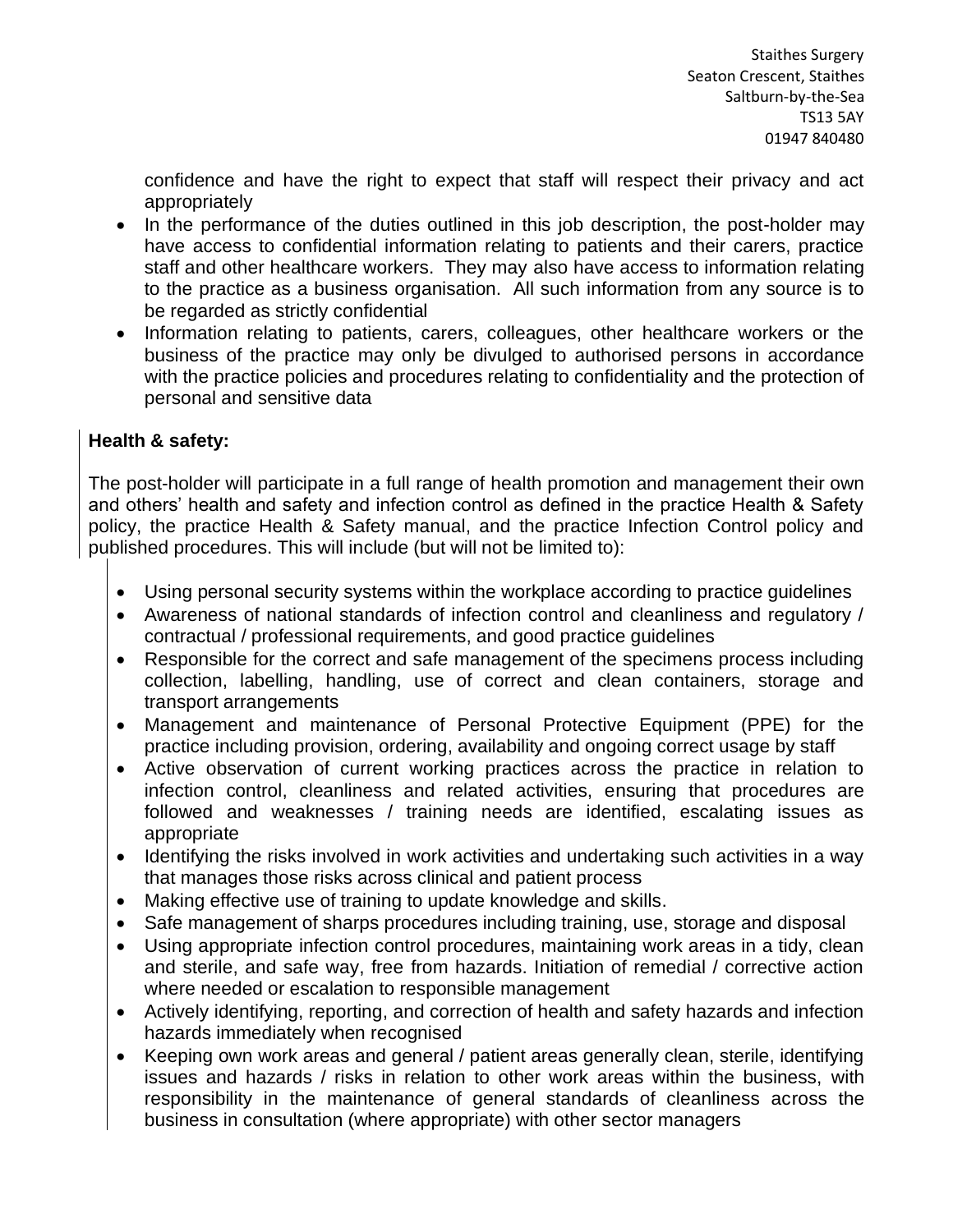confidence and have the right to expect that staff will respect their privacy and act appropriately

- In the performance of the duties outlined in this job description, the post-holder may have access to confidential information relating to patients and their carers, practice staff and other healthcare workers. They may also have access to information relating to the practice as a business organisation. All such information from any source is to be regarded as strictly confidential
- Information relating to patients, carers, colleagues, other healthcare workers or the business of the practice may only be divulged to authorised persons in accordance with the practice policies and procedures relating to confidentiality and the protection of personal and sensitive data

**Health & safety:**

The post-holder will participate in a full range of health promotion and management their own and others' health and safety and infection control as defined in the practice Health & Safety policy, the practice Health & Safety manual, and the practice Infection Control policy and published procedures. This will include (but will not be limited to):

- Using personal security systems within the workplace according to practice guidelines
- Awareness of national standards of infection control and cleanliness and regulatory / contractual / professional requirements, and good practice guidelines
- Responsible for the correct and safe management of the specimens process including collection, labelling, handling, use of correct and clean containers, storage and transport arrangements
- Management and maintenance of Personal Protective Equipment (PPE) for the practice including provision, ordering, availability and ongoing correct usage by staff
- Active observation of current working practices across the practice in relation to infection control, cleanliness and related activities, ensuring that procedures are followed and weaknesses / training needs are identified, escalating issues as appropriate
- Identifying the risks involved in work activities and undertaking such activities in a way that manages those risks across clinical and patient process
- Making effective use of training to update knowledge and skills.
- Safe management of sharps procedures including training, use, storage and disposal
- Using appropriate infection control procedures, maintaining work areas in a tidy, clean and sterile, and safe way, free from hazards. Initiation of remedial / corrective action where needed or escalation to responsible management
- Actively identifying, reporting, and correction of health and safety hazards and infection hazards immediately when recognised
- Keeping own work areas and general / patient areas generally clean, sterile, identifying issues and hazards / risks in relation to other work areas within the business, with responsibility in the maintenance of general standards of cleanliness across the business in consultation (where appropriate) with other sector managers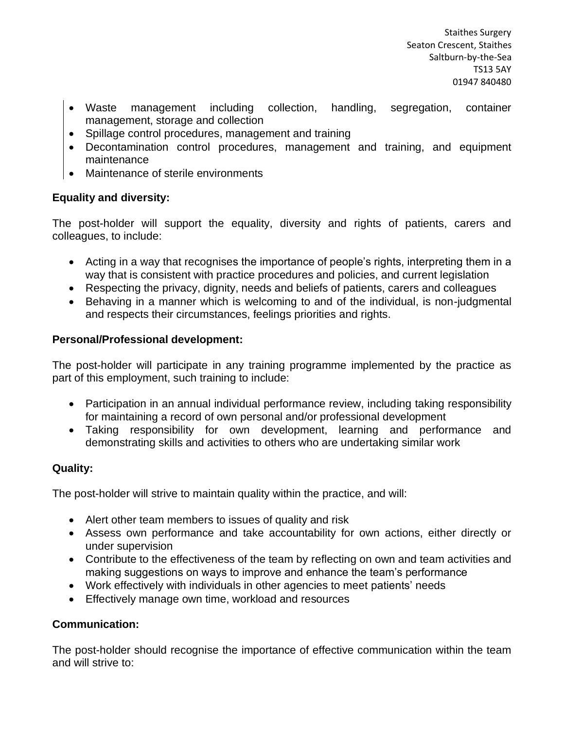- Waste management including collection, handling, segregation, container management, storage and collection
- Spillage control procedures, management and training
- Decontamination control procedures, management and training, and equipment maintenance
- Maintenance of sterile environments

**Equality and diversity:**

The post-holder will support the equality, diversity and rights of patients, carers and colleagues, to include:

- Acting in a way that recognises the importance of people's rights, interpreting them in a way that is consistent with practice procedures and policies, and current legislation
- Respecting the privacy, dignity, needs and beliefs of patients, carers and colleagues
- Behaving in a manner which is welcoming to and of the individual, is non-judgmental and respects their circumstances, feelings priorities and rights.

**Personal/Professional development:**

The post-holder will participate in any training programme implemented by the practice as part of this employment, such training to include:

- Participation in an annual individual performance review, including taking responsibility for maintaining a record of own personal and/or professional development
- Taking responsibility for own development, learning and performance and demonstrating skills and activities to others who are undertaking similar work

**Quality:**

The post-holder will strive to maintain quality within the practice, and will:

- Alert other team members to issues of quality and risk
- Assess own performance and take accountability for own actions, either directly or under supervision
- Contribute to the effectiveness of the team by reflecting on own and team activities and making suggestions on ways to improve and enhance the team's performance
- Work effectively with individuals in other agencies to meet patients' needs
- Effectively manage own time, workload and resources

**Communication:**

The post-holder should recognise the importance of effective communication within the team and will strive to: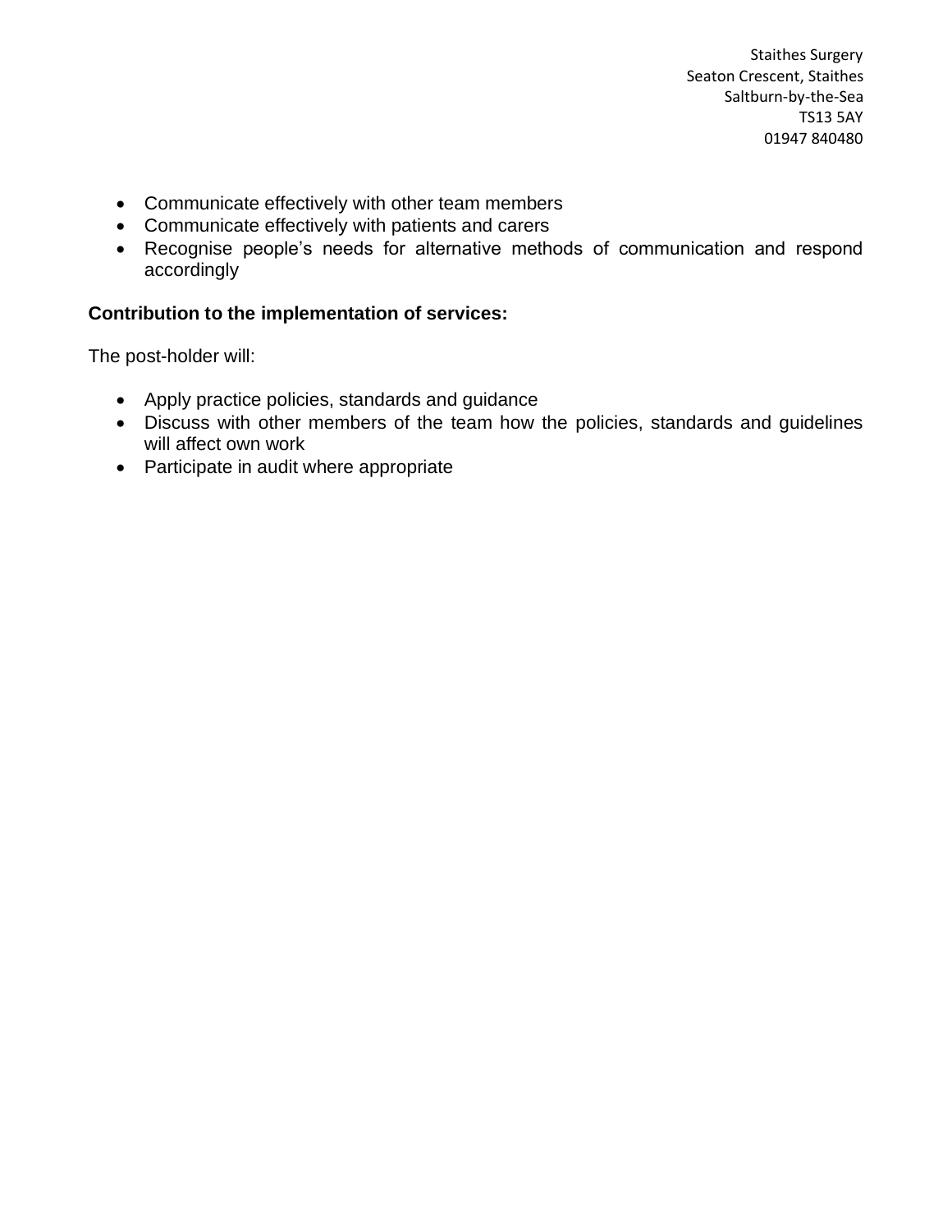- Communicate effectively with other team members
- Communicate effectively with patients and carers
- Recognise people's needs for alternative methods of communication and respond accordingly

**Contribution to the implementation of services:**

The post-holder will:

- Apply practice policies, standards and guidance
- Discuss with other members of the team how the policies, standards and guidelines will affect own work
- Participate in audit where appropriate